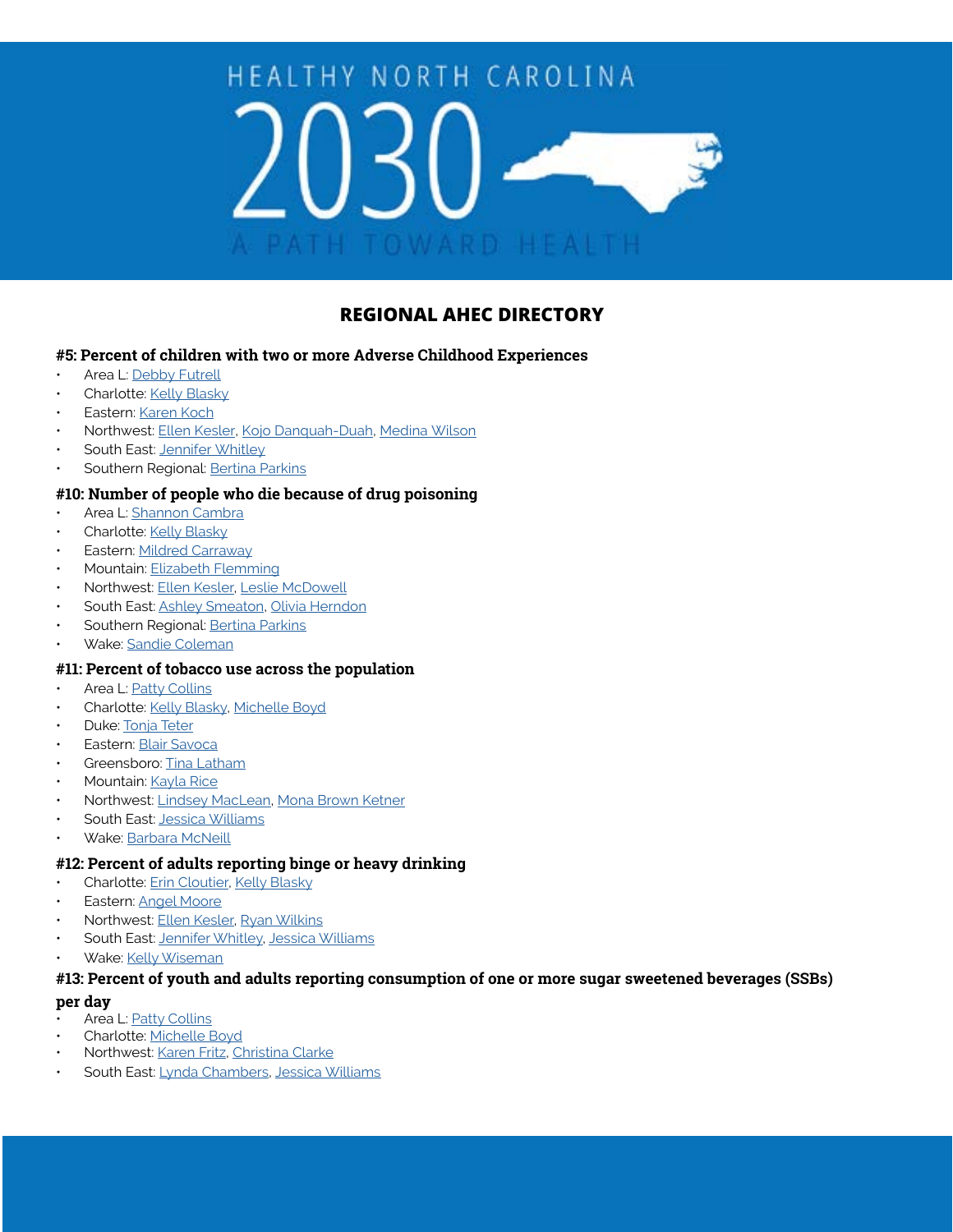HEALTHY NORTH CAROLINA

# 2030

A PATH TOWARD HEALTH

## REGIONAL AHEC DIRECTORY

### #5: Percent of children with two or more Adverse Childhood Experiences

- Area L: Debby Futrell
- Charlotte: Kelly Blasky
- Eastern: Karen Koch
- Northwest: Ellen Kesler, Kojo Danquah-Duah, Medina Wilson
- South East: Jennifer Whitley
- Southern Regional: Bertina Parkins

### #10: Number of people who die because of drug poisoning

- Area L: Shannon Cambra
- Charlotte: Kelly Blasky
- Eastern: Mildred Carraway
- Mountain: Elizabeth Flemming
- Northwest: Ellen Kesler, Leslie McDowell
- South East: Ashley Smeaton, Olivia Herndon
- Southern Regional: Bertina Parkins
- Wake: Sandie Coleman

### #11: Percent of tobacco use across the population

- Area L: Patty Collins
- Charlotte: Kelly Blasky, Michelle Boyd
- Duke: Tonja Teter
- Eastern: Blair Savoca
- Greensboro: Tina Latham
- Mountain: Kayla Rice
- Northwest: Lindsey MacLean, Mona Brown Ketner
- South East: Jessica Williams
- Wake: Barbara McNeill

### #12: Percent of adults reporting binge or heavy drinking

- Charlotte: Erin Cloutier, Kelly Blasky
- Eastern: Angel Moore
- Northwest: Ellen Kesler, Ryan Wilkins
- South East: Jennifer Whitley, Jessica Williams
- Wake: Kelly Wiseman

### #13: Percent of youth and adults reporting consumption of one or more sugar sweetened beverages (SSBs) per day

- Area L: Patty Collins
- Charlotte: Michelle Boyd
- Northwest: Karen Fritz, Christina Clarke
- South East: Lynda Chambers, Jessica Williams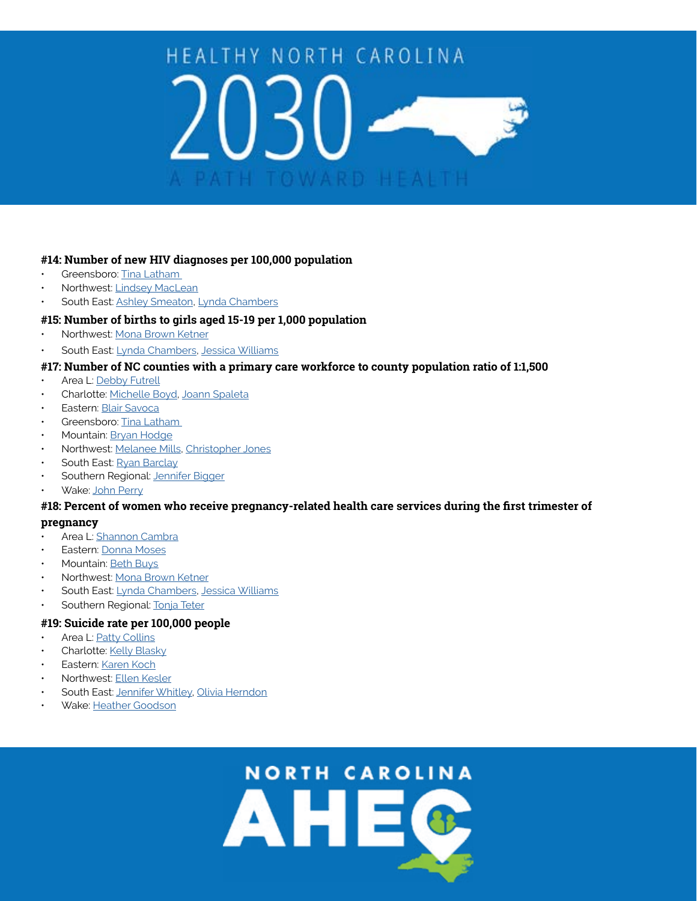#### #14: Number of new HIV diagnoses per 100,000 population

- Greensboro: Tina Latham
- Northwest: Lindsey MacLean
- South East: Ashley Smeaton, Lynda Chambers

#### #15: Number of births to girls aged 15-19 per 1,000 population

- Northwest: Mona Brown Ketner
- South East: Lynda Chambers, Jessica Williams

#### #17: Number of NC counties with a primary care workforce to county population ratio of 1:1,500

- Area L: Debby Futrell
- Charlotte: Michelle Boyd, Joann Spaleta
- Eastern: Blair Savoca
- Greensboro: Tina Latham
- Mountain: Bryan Hodge
- Northwest: Melanee Mills, Christopher Jones
- South East: Ryan Barclay
- Southern Regional: Jennifer Bigger
- Wake: John Perry

#### #18: Percent of women who receive pregnancy-related health care services during the first trimester of pregnancy

- Area L: Shannon Cambra
- Eastern: Donna Moses
- Mountain: Beth Buys
- Northwest: Mona Brown Ketner
- South East: Lynda Chambers, Jessica Williams
- Southern Regional: Tonja Teter

#### #19: Suicide rate per 100,000 people

- Area L: Patty Collins
- Charlotte: Kelly Blasky
- Eastern: Karen Koch
- Northwest: Ellen Kesler
- South East: Jennifer Whitley, Olivia Herndon
- Wake: Heather Goodson